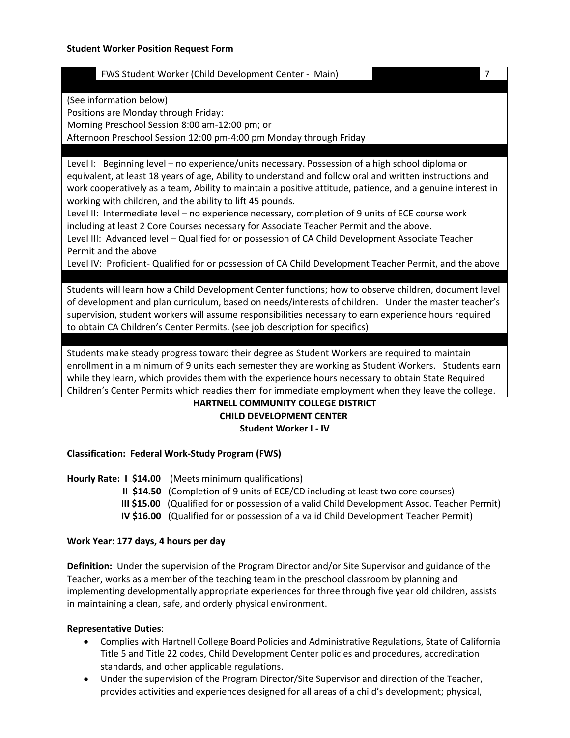**Student Worker Position Request Form**

| FWS Student Worker (Child Development Center - Main) | 7 |
|---|---|
| (See information below)<br>Positions are Monday through Friday:<br>Morning Preschool Session 8:00 am-12:00 pm; or<br>Afternoon Preschool Session 12:00 pm-4:00 pm Monday through Friday | |
| Level I: Beginning level – no experience/units necessary. Possession of a high school diploma or equivalent, at least 18 years of age, Ability to understand and follow oral and written instructions and work cooperatively as a team, Ability to maintain a positive attitude, patience, and a genuine interest in working with children, and the ability to lift 45 pounds.<br>Level II: Intermediate level – no experience necessary, completion of 9 units of ECE course work including at least 2 Core Courses necessary for Associate Teacher Permit and the above.<br>Level III: Advanced level – Qualified for or possession of CA Child Development Associate Teacher Permit and the above<br>Level IV: Proficient- Qualified for or possession of CA Child Development Teacher Permit, and the above | |
| Students will learn how a Child Development Center functions; how to observe children, document level of development and plan curriculum, based on needs/interests of children. Under the master teacher's supervision, student workers will assume responsibilities necessary to earn experience hours required to obtain CA Children's Center Permits. (see job description for specifics) | |
| Students make steady progress toward their degree as Student Workers are required to maintain enrollment in a minimum of 9 units each semester they are working as Student Workers. Students earn while they learn, which provides them with the experience hours necessary to obtain State Required Children's Center Permits which readies them for immediate employment when they leave the college. | |

# HARTNELL COMMUNITY COLLEGE DISTRICT
## CHILD DEVELOPMENT CENTER
### Student Worker I - IV

**Classification: Federal Work-Study Program (FWS)**

**Hourly Rate:**
- **I $14.00** (Meets minimum qualifications)
- **II $14.50** (Completion of 9 units of ECE/CD including at least two core courses)
- **III $15.00** (Qualified for or possession of a valid Child Development Assoc. Teacher Permit)
- **IV $16.00** (Qualified for or possession of a valid Child Development Teacher Permit)

**Work Year: 177 days, 4 hours per day**

**Definition:** Under the supervision of the Program Director and/or Site Supervisor and guidance of the Teacher, works as a member of the teaching team in the preschool classroom by planning and implementing developmentally appropriate experiences for three through five year old children, assists in maintaining a clean, safe, and orderly physical environment.

**Representative Duties**:

- Complies with Hartnell College Board Policies and Administrative Regulations, State of California Title 5 and Title 22 codes, Child Development Center policies and procedures, accreditation standards, and other applicable regulations.
- Under the supervision of the Program Director/Site Supervisor and direction of the Teacher, provides activities and experiences designed for all areas of a child's development; physical,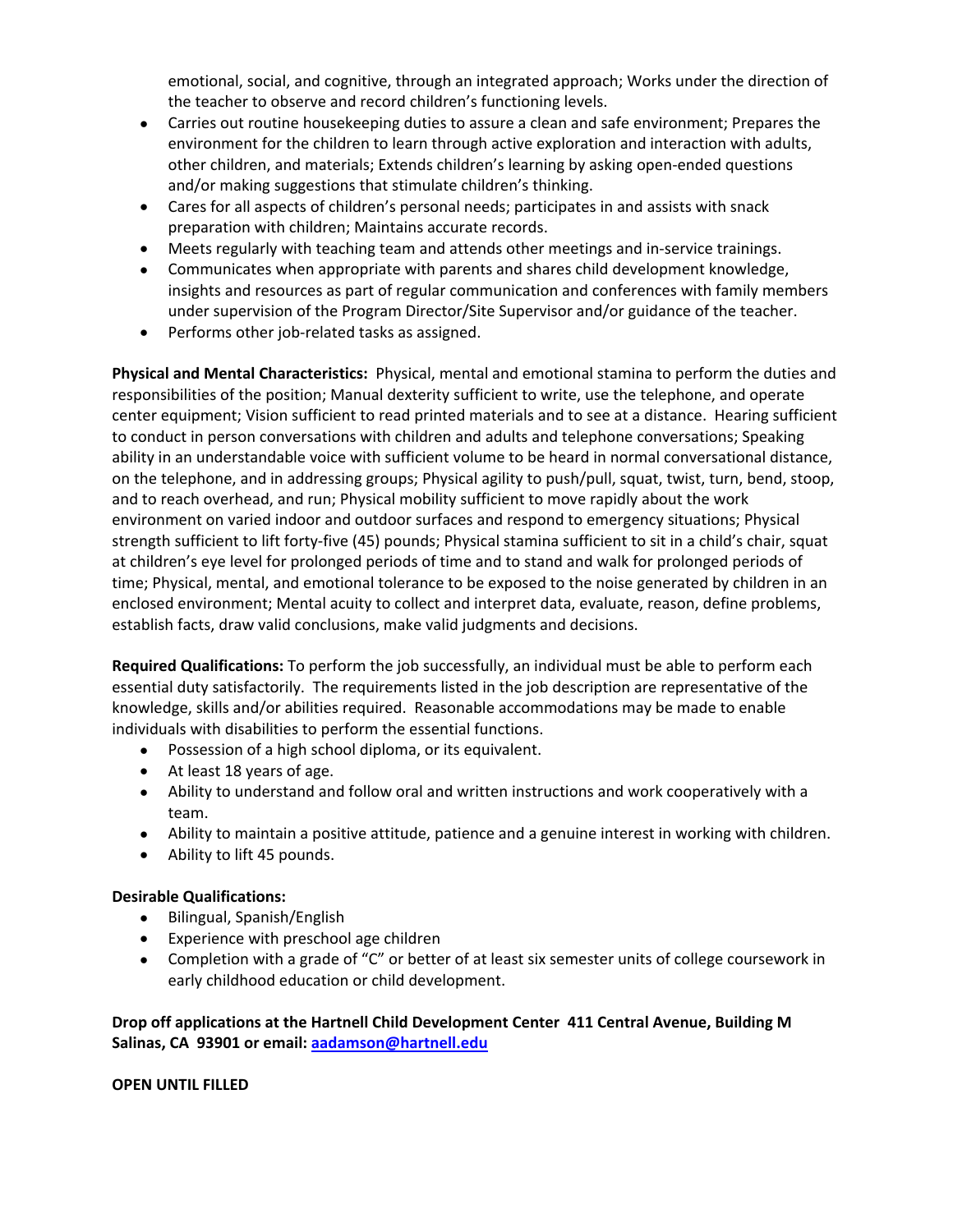emotional, social, and cognitive, through an integrated approach; Works under the direction of the teacher to observe and record children's functioning levels.

- Carries out routine housekeeping duties to assure a clean and safe environment; Prepares the environment for the children to learn through active exploration and interaction with adults, other children, and materials; Extends children's learning by asking open-ended questions and/or making suggestions that stimulate children's thinking.
- Cares for all aspects of children's personal needs; participates in and assists with snack preparation with children; Maintains accurate records.
- Meets regularly with teaching team and attends other meetings and in-service trainings.
- Communicates when appropriate with parents and shares child development knowledge, insights and resources as part of regular communication and conferences with family members under supervision of the Program Director/Site Supervisor and/or guidance of the teacher.
- Performs other job-related tasks as assigned.

**Physical and Mental Characteristics:** Physical, mental and emotional stamina to perform the duties and responsibilities of the position; Manual dexterity sufficient to write, use the telephone, and operate center equipment; Vision sufficient to read printed materials and to see at a distance. Hearing sufficient to conduct in person conversations with children and adults and telephone conversations; Speaking ability in an understandable voice with sufficient volume to be heard in normal conversational distance, on the telephone, and in addressing groups; Physical agility to push/pull, squat, twist, turn, bend, stoop, and to reach overhead, and run; Physical mobility sufficient to move rapidly about the work environment on varied indoor and outdoor surfaces and respond to emergency situations; Physical strength sufficient to lift forty-five (45) pounds; Physical stamina sufficient to sit in a child's chair, squat at children's eye level for prolonged periods of time and to stand and walk for prolonged periods of time; Physical, mental, and emotional tolerance to be exposed to the noise generated by children in an enclosed environment; Mental acuity to collect and interpret data, evaluate, reason, define problems, establish facts, draw valid conclusions, make valid judgments and decisions.

**Required Qualifications:** To perform the job successfully, an individual must be able to perform each essential duty satisfactorily. The requirements listed in the job description are representative of the knowledge, skills and/or abilities required. Reasonable accommodations may be made to enable individuals with disabilities to perform the essential functions.

- Possession of a high school diploma, or its equivalent.
- At least 18 years of age.
- Ability to understand and follow oral and written instructions and work cooperatively with a team.
- Ability to maintain a positive attitude, patience and a genuine interest in working with children.
- Ability to lift 45 pounds.

**Desirable Qualifications:**

- Bilingual, Spanish/English
- Experience with preschool age children
- Completion with a grade of "C" or better of at least six semester units of college coursework in early childhood education or child development.

**Drop off applications at the Hartnell Child Development Center 411 Central Avenue, Building M Salinas, CA 93901 or email: [aadamson@hartnell.edu](mailto:aadamson@hartnell.edu)**

**OPEN UNTIL FILLED**